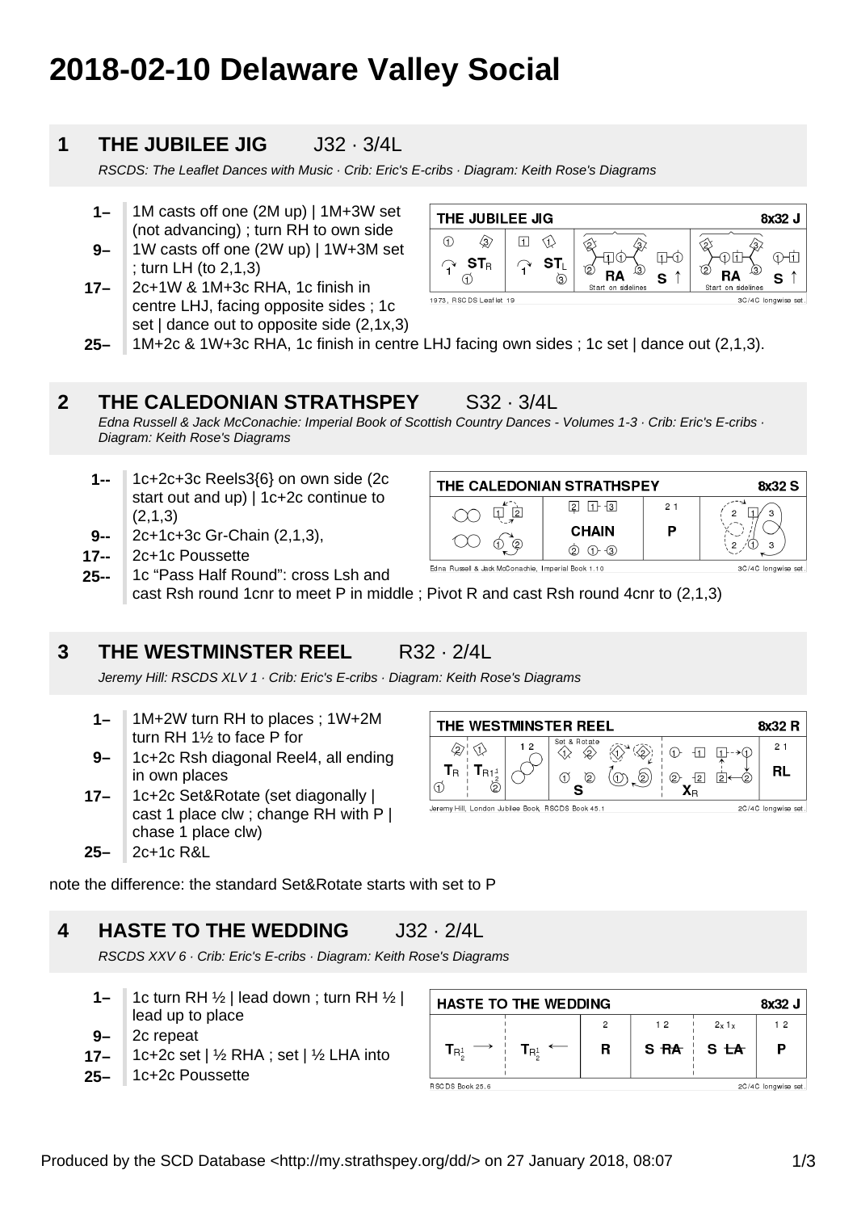# 2018-02-10 Delaware Valley Social

## 1 THE JUBILEE JIG J32 · 3/4L

*RSCDS: The Leaflet Dances with Music · Crib: Eric's E-cribs · Diagram: Keith Rose's Diagrams*

- **1–** 1M casts off one (2M up) | 1M+3W set (not advancing) ; turn RH to own side
- **9–** 1W casts off one (2W up) | 1W+3M set ; turn LH (to 2,1,3)
- **17–** 2c+1W & 1M+3c RHA, 1c finish in centre LHJ, facing opposite sides ; 1c set | dance out to opposite side (2,1x,3)
- **25–** 1M+2c & 1W+3c RHA, 1c finish in centre LHJ facing own sides ; 1c set | dance out (2,1,3).

## 2 THE CALEDONIAN STRATHSPEY S32 · 3/4L

*Edna Russell & Jack McConachie: Imperial Book of Scottish Country Dances - Volumes 1-3 · Crib: Eric's E-cribs · Diagram: Keith Rose's Diagrams*

- **1--** 1c+2c+3c Reels3{6} on own side (2c start out and up) | 1c+2c continue to (2,1,3)
- **9--** 2c+1c+3c Gr-Chain (2,1,3),
- **17--** 2c+1c Poussette
- **25--** 1c "Pass Half Round": cross Lsh and cast Rsh round 1cnr to meet P in middle ; Pivot R and cast Rsh round 4cnr to (2,1,3)

## 3 THE WESTMINSTER REEL R32 · 2/4L

*Jeremy Hill: RSCDS XLV 1 · Crib: Eric's E-cribs · Diagram: Keith Rose's Diagrams*

- **1–** 1M+2W turn RH to places ; 1W+2M turn RH 1½ to face P for
- **9–** 1c+2c Rsh diagonal Reel4, all ending in own places
- **17–** 1c+2c Set&Rotate (set diagonally | cast 1 place clw ; change RH with P | chase 1 place clw)
- **25–** 2c+1c R&L

note the difference: the standard Set&Rotate starts with set to P

## 4 HASTE TO THE WEDDING J32 · 2/4L

*RSCDS XXV 6 · Crib: Eric's E-cribs · Diagram: Keith Rose's Diagrams*

- **1–** 1c turn RH ½ | lead down ; turn RH ½ | lead up to place
- **9–** 2c repeat
- **17–** 1c+2c set | ½ RHA ; set | ½ LHA into
- **25–** 1c+2c Poussette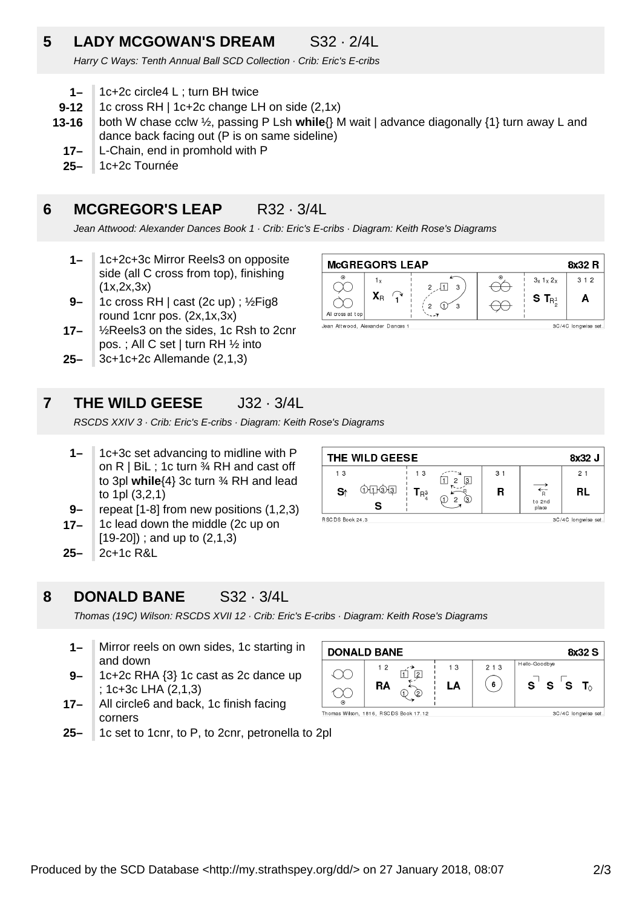## 5 LADY MCGOWAN'S DREAM S32 · 2/4L

*Harry C Ways: Tenth Annual Ball SCD Collection · Crib: Eric's E-cribs*

- **1–** 1c+2c circle4 L ; turn BH twice
- **9-12** 1c cross RH | 1c+2c change LH on side (2,1x)
- **13-16** both W chase cclw ½, passing P Lsh **while**{} M wait | advance diagonally {1} turn away L and dance back facing out (P is on same sideline)
- **17–** L-Chain, end in promhold with P
- **25–** 1c+2c Tournée

## 6 MCGREGOR'S LEAP R32 · 3/4L

*Jean Attwood: Alexander Dances Book 1 · Crib: Eric's E-cribs · Diagram: Keith Rose's Diagrams*

- **1–** 1c+2c+3c Mirror Reels3 on opposite side (all C cross from top), finishing (1x,2x,3x)
- **9–** 1c cross RH | cast (2c up) ; ½Fig8 round 1cnr pos. (2x,1x,3x)
- **17–** ½Reels3 on the sides, 1c Rsh to 2cnr pos. ; All C set | turn RH ½ into
- **25–** 3c+1c+2c Allemande (2,1,3)

## 7 THE WILD GEESE J32 · 3/4L

*RSCDS XXIV 3 · Crib: Eric's E-cribs · Diagram: Keith Rose's Diagrams*

- **1–** 1c+3c set advancing to midline with P on R | BiL ; 1c turn ¾ RH and cast off to 3pl **while**{4} 3c turn ¾ RH and lead to 1pl (3,2,1)
- **9–** repeat [1-8] from new positions (1,2,3)
- **17–** 1c lead down the middle (2c up on [19-20]) ; and up to (2,1,3)
- **25–** 2c+1c R&L

## 8 DONALD BANE S32 · 3/4L

*Thomas (19C) Wilson: RSCDS XVII 12 · Crib: Eric's E-cribs · Diagram: Keith Rose's Diagrams*

- **1–** Mirror reels on own sides, 1c starting in and down
- **9–** 1c+2c RHA {3} 1c cast as 2c dance up ; 1c+3c LHA (2,1,3)
- **17–** All circle6 and back, 1c finish facing corners
- **25–** 1c set to 1cnr, to P, to 2cnr, petronella to 2pl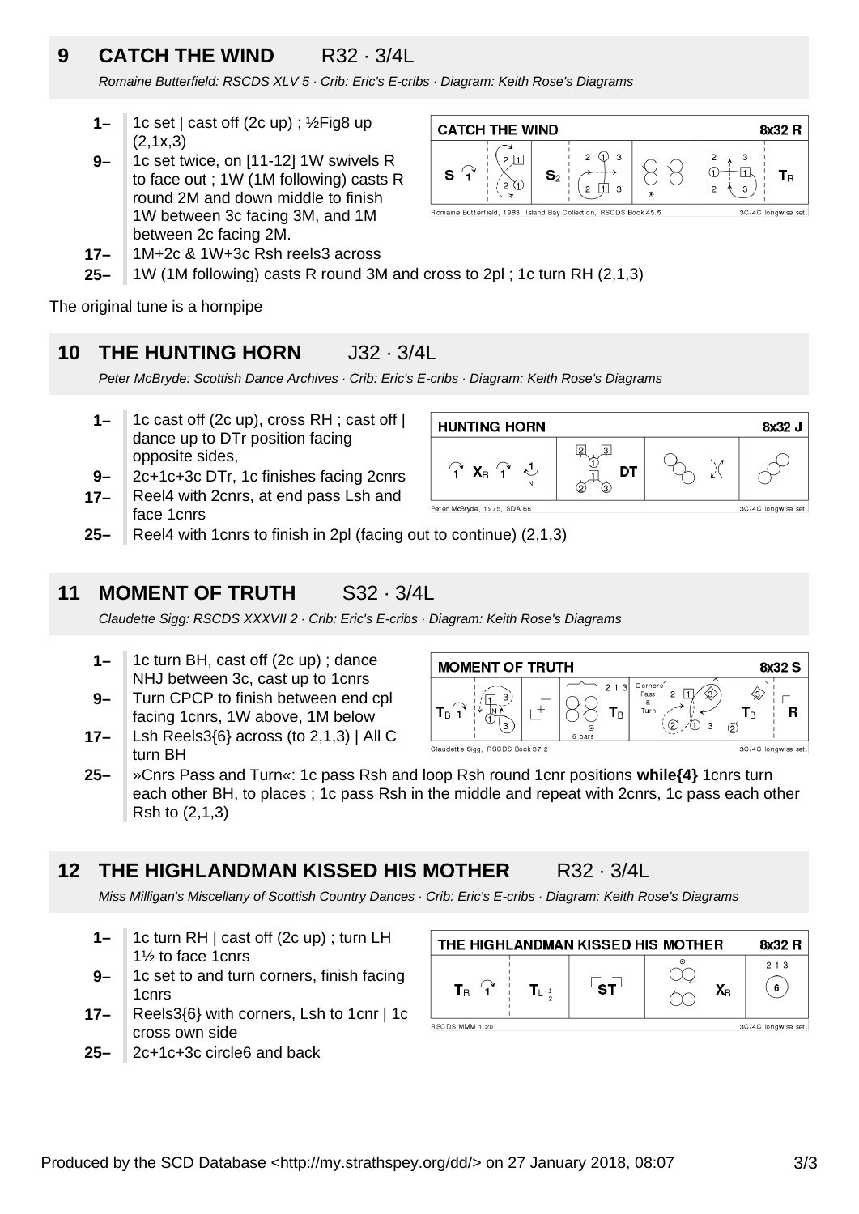## 9 CATCH THE WIND R32 · 3/4L

*Romaine Butterfield: RSCDS XLV 5 · Crib: Eric's E-cribs · Diagram: Keith Rose's Diagrams*

- **1–** 1c set | cast off (2c up) ; ½Fig8 up (2,1x,3)
- **9–** 1c set twice, on [11-12] 1W swivels R to face out ; 1W (1M following) casts R round 2M and down middle to finish 1W between 3c facing 3M, and 1M between 2c facing 2M.
- **17–** 1M+2c & 1W+3c Rsh reels3 across
- **25–** 1W (1M following) casts R round 3M and cross to 2pl ; 1c turn RH (2,1,3)

CATCH THE WIND 8x32 R

Romaine Butterfield, 1983, Island Bay Collection, RSCDS Book 45.5 3C/4C longwise set.

The original tune is a hornpipe

## 10 THE HUNTING HORN J32 · 3/4L

*Peter McBryde: Scottish Dance Archives · Crib: Eric's E-cribs · Diagram: Keith Rose's Diagrams*

- **1–** 1c cast off (2c up), cross RH ; cast off | dance up to DTr position facing opposite sides,
- **9–** 2c+1c+3c DTr, 1c finishes facing 2cnrs
- **17–** Reel4 with 2cnrs, at end pass Lsh and face 1cnrs
- **25–** Reel4 with 1cnrs to finish in 2pl (facing out to continue) (2,1,3)

HUNTING HORN 8x32 J

Peter McBryde, 1975, SDA 66 3C/4C longwise set.

## 11 MOMENT OF TRUTH S32 · 3/4L

*Claudette Sigg: RSCDS XXXVII 2 · Crib: Eric's E-cribs · Diagram: Keith Rose's Diagrams*

- **1–** 1c turn BH, cast off (2c up) ; dance NHJ between 3c, cast up to 1cnrs
- **9–** Turn CPCP to finish between end cpl facing 1cnrs, 1W above, 1M below
- **17–** Lsh Reels3{6} across (to 2,1,3) | All C turn BH
- **25–** »Cnrs Pass and Turn«: 1c pass Rsh and loop Rsh round 1cnr positions **while{4}** 1cnrs turn each other BH, to places ; 1c pass Rsh in the middle and repeat with 2cnrs, 1c pass each other Rsh to (2,1,3)

MOMENT OF TRUTH 8x32 S

Claudette Sigg, RSCDS Book 37.2 3C/4C longwise set.

## 12 THE HIGHLANDMAN KISSED HIS MOTHER R32 · 3/4L

*Miss Milligan's Miscellany of Scottish Country Dances · Crib: Eric's E-cribs · Diagram: Keith Rose's Diagrams*

- **1–** 1c turn RH | cast off (2c up) ; turn LH 1½ to face 1cnrs
- **9–** 1c set to and turn corners, finish facing 1cnrs
- **17–** Reels3{6} with corners, Lsh to 1cnr | 1c cross own side
- **25–** 2c+1c+3c circle6 and back

THE HIGHLANDMAN KISSED HIS MOTHER 8x32 R

RSCDS MMM 1.20 3C/4C longwise set.

Produced by the SCD Database <http://my.strathspey.org/dd/> on 27 January 2018, 08:07